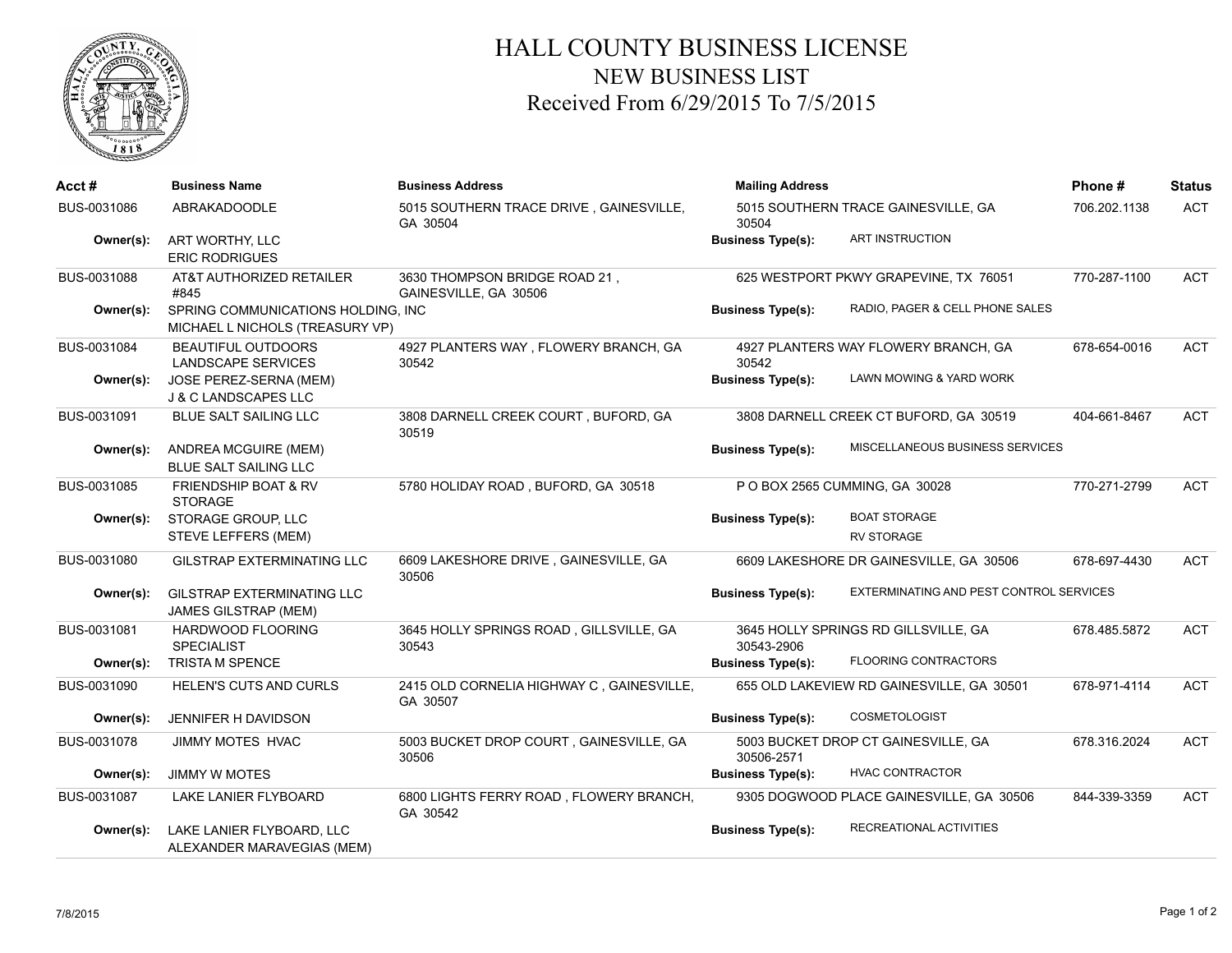# HALL COUNTY BUSINESS LICENSE
## NEW BUSINESS LIST
### Received From 6/29/2015 To 7/5/2015

| Acct # | Business Name | Business Address | Mailing Address | Phone # | Status |
|---|---|---|---|---|---|
| BUS-0031086 | ABRAKADOODLE | 5015 SOUTHERN TRACE DRIVE , GAINESVILLE, GA 30504 | 5015 SOUTHERN TRACE GAINESVILLE, GA 30504 | 706.202.1138 | ACT |
| **Owner(s):** | ART WORTHY, LLC<br>ERIC RODRIGUES | | **Business Type(s):** ART INSTRUCTION | | |
| BUS-0031088 | AT&T AUTHORIZED RETAILER #845 | 3630 THOMPSON BRIDGE ROAD 21 , GAINESVILLE, GA 30506 | 625 WESTPORT PKWY GRAPEVINE, TX 76051 | 770-287-1100 | ACT |
| **Owner(s):** | SPRING COMMUNICATIONS HOLDING, INC<br>MICHAEL L NICHOLS (TREASURY VP) | | **Business Type(s):** RADIO, PAGER & CELL PHONE SALES | | |
| BUS-0031084 | BEAUTIFUL OUTDOORS LANDSCAPE SERVICES | 4927 PLANTERS WAY , FLOWERY BRANCH, GA 30542 | 4927 PLANTERS WAY FLOWERY BRANCH, GA 30542 | 678-654-0016 | ACT |
| **Owner(s):** | JOSE PEREZ-SERNA (MEM)<br>J & C LANDSCAPES LLC | | **Business Type(s):** LAWN MOWING & YARD WORK | | |
| BUS-0031091 | BLUE SALT SAILING LLC | 3808 DARNELL CREEK COURT , BUFORD, GA 30519 | 3808 DARNELL CREEK CT BUFORD, GA 30519 | 404-661-8467 | ACT |
| **Owner(s):** | ANDREA MCGUIRE (MEM)<br>BLUE SALT SAILING LLC | | **Business Type(s):** MISCELLANEOUS BUSINESS SERVICES | | |
| BUS-0031085 | FRIENDSHIP BOAT & RV STORAGE | 5780 HOLIDAY ROAD , BUFORD, GA 30518 | P O BOX 2565 CUMMING, GA 30028 | 770-271-2799 | ACT |
| **Owner(s):** | STORAGE GROUP, LLC<br>STEVE LEFFERS (MEM) | | **Business Type(s):** BOAT STORAGE<br>RV STORAGE | | |
| BUS-0031080 | GILSTRAP EXTERMINATING LLC | 6609 LAKESHORE DRIVE , GAINESVILLE, GA 30506 | 6609 LAKESHORE DR GAINESVILLE, GA 30506 | 678-697-4430 | ACT |
| **Owner(s):** | GILSTRAP EXTERMINATING LLC<br>JAMES GILSTRAP (MEM) | | **Business Type(s):** EXTERMINATING AND PEST CONTROL SERVICES | | |
| BUS-0031081 | HARDWOOD FLOORING SPECIALIST | 3645 HOLLY SPRINGS ROAD , GILLSVILLE, GA 30543 | 3645 HOLLY SPRINGS RD GILLSVILLE, GA 30543-2906 | 678.485.5872 | ACT |
| **Owner(s):** | TRISTA M SPENCE | | **Business Type(s):** FLOORING CONTRACTORS | | |
| BUS-0031090 | HELEN'S CUTS AND CURLS | 2415 OLD CORNELIA HIGHWAY C , GAINESVILLE, GA 30507 | 655 OLD LAKEVIEW RD GAINESVILLE, GA 30501 | 678-971-4114 | ACT |
| **Owner(s):** | JENNIFER H DAVIDSON | | **Business Type(s):** COSMETOLOGIST | | |
| BUS-0031078 | JIMMY MOTES HVAC | 5003 BUCKET DROP COURT , GAINESVILLE, GA 30506 | 5003 BUCKET DROP CT GAINESVILLE, GA 30506-2571 | 678.316.2024 | ACT |
| **Owner(s):** | JIMMY W MOTES | | **Business Type(s):** HVAC CONTRACTOR | | |
| BUS-0031087 | LAKE LANIER FLYBOARD | 6800 LIGHTS FERRY ROAD , FLOWERY BRANCH, GA 30542 | 9305 DOGWOOD PLACE GAINESVILLE, GA 30506 | 844-339-3359 | ACT |
| **Owner(s):** | LAKE LANIER FLYBOARD, LLC<br>ALEXANDER MARAVEGIAS (MEM) | | **Business Type(s):** RECREATIONAL ACTIVITIES | | |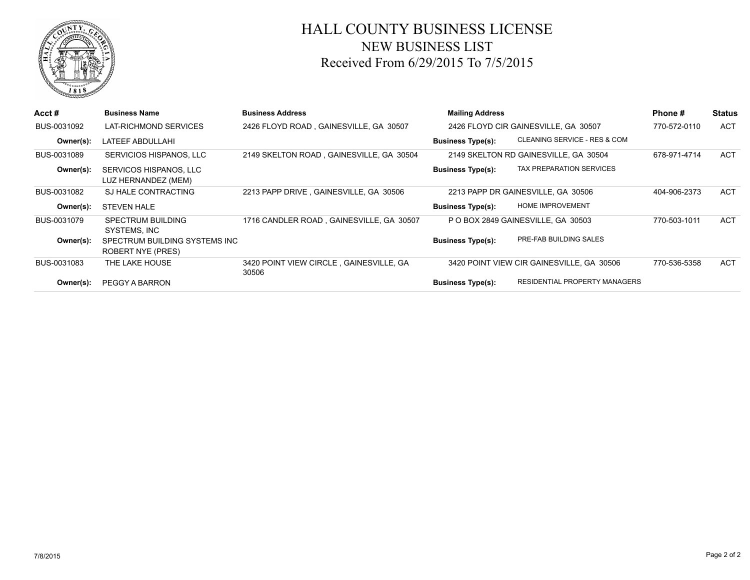# HALL COUNTY BUSINESS LICENSE
## NEW BUSINESS LIST
## Received From 6/29/2015 To 7/5/2015

| Acct # | Business Name | Business Address | Mailing Address | | Phone # | Status |
|---|---|---|---|---|---|---|
| BUS-0031092 | LAT-RICHMOND SERVICES | 2426 FLOYD ROAD , GAINESVILLE, GA 30507 | 2426 FLOYD CIR GAINESVILLE, GA 30507 | | 770-572-0110 | ACT |
| **Owner(s):** | LATEEF ABDULLAHI | | **Business Type(s):** | CLEANING SERVICE - RES & COM | | |
| BUS-0031089 | SERVICIOS HISPANOS, LLC | 2149 SKELTON ROAD , GAINESVILLE, GA 30504 | 2149 SKELTON RD GAINESVILLE, GA 30504 | | 678-971-4714 | ACT |
| **Owner(s):** | SERVICOS HISPANOS, LLC<br>LUZ HERNANDEZ (MEM) | | **Business Type(s):** | TAX PREPARATION SERVICES | | |
| BUS-0031082 | SJ HALE CONTRACTING | 2213 PAPP DRIVE , GAINESVILLE, GA 30506 | 2213 PAPP DR GAINESVILLE, GA 30506 | | 404-906-2373 | ACT |
| **Owner(s):** | STEVEN HALE | | **Business Type(s):** | HOME IMPROVEMENT | | |
| BUS-0031079 | SPECTRUM BUILDING SYSTEMS, INC | 1716 CANDLER ROAD , GAINESVILLE, GA 30507 | P O BOX 2849 GAINESVILLE, GA 30503 | | 770-503-1011 | ACT |
| **Owner(s):** | SPECTRUM BUILDING SYSTEMS INC<br>ROBERT NYE (PRES) | | **Business Type(s):** | PRE-FAB BUILDING SALES | | |
| BUS-0031083 | THE LAKE HOUSE | 3420 POINT VIEW CIRCLE , GAINESVILLE, GA 30506 | 3420 POINT VIEW CIR GAINESVILLE, GA 30506 | | 770-536-5358 | ACT |
| **Owner(s):** | PEGGY A BARRON | | **Business Type(s):** | RESIDENTIAL PROPERTY MANAGERS | | |

7/8/2015